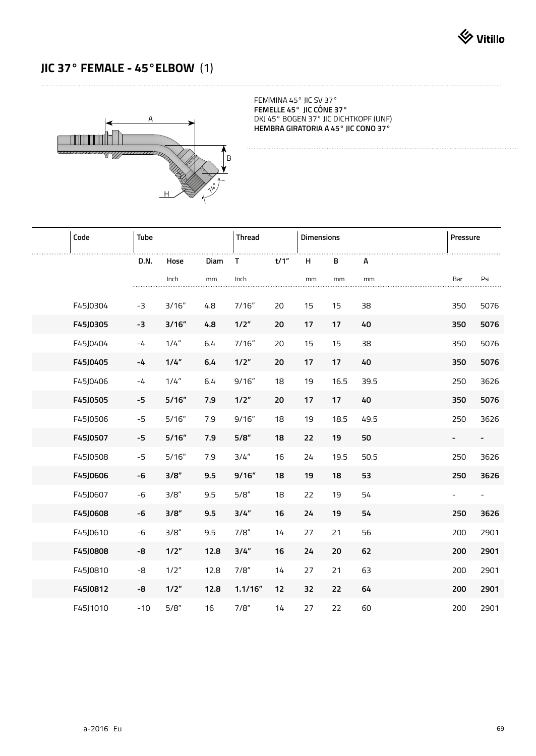# JIC 37° FEMALE - 45° ELBOW (1)

FEMMINA 45° JIC SV 37°
**FEMELLE 45° JIC CÔNE 37°**
DKJ 45° BOGEN 37° JIC DICHTKOPF (UNF)
**HEMBRA GIRATORIA A 45° JIC CONO 37°**

| Code | Tube | | | Thread | | Dimensions | | | Pressure | |
|---|---|---|---|---|---|---|---|---|---|---|
| | D.N. | Hose | Diam | T | t/1" | H | B | A | | |
| | | Inch | mm | Inch | | mm | mm | mm | Bar | Psi |
| F45J0304 | -3 | 3/16" | 4.8 | 7/16" | 20 | 15 | 15 | 38 | 350 | 5076 |
| **F45J0305** | **-3** | **3/16"** | **4.8** | **1/2"** | **20** | **17** | **17** | **40** | **350** | **5076** |
| F45J0404 | -4 | 1/4" | 6.4 | 7/16" | 20 | 15 | 15 | 38 | 350 | 5076 |
| **F45J0405** | **-4** | **1/4"** | **6.4** | **1/2"** | **20** | **17** | **17** | **40** | **350** | **5076** |
| F45J0406 | -4 | 1/4" | 6.4 | 9/16" | 18 | 19 | 16.5 | 39.5 | 250 | 3626 |
| **F45J0505** | **-5** | **5/16"** | **7.9** | **1/2"** | **20** | **17** | **17** | **40** | **350** | **5076** |
| F45J0506 | -5 | 5/16" | 7.9 | 9/16" | 18 | 19 | 18.5 | 49.5 | 250 | 3626 |
| **F45J0507** | **-5** | **5/16"** | **7.9** | **5/8"** | **18** | **22** | **19** | **50** | **-** | **-** |
| F45J0508 | -5 | 5/16" | 7.9 | 3/4" | 16 | 24 | 19.5 | 50.5 | 250 | 3626 |
| **F45J0606** | **-6** | **3/8"** | **9.5** | **9/16"** | **18** | **19** | **18** | **53** | **250** | **3626** |
| F45J0607 | -6 | 3/8" | 9.5 | 5/8" | 18 | 22 | 19 | 54 | - | - |
| **F45J0608** | **-6** | **3/8"** | **9.5** | **3/4"** | **16** | **24** | **19** | **54** | **250** | **3626** |
| F45J0610 | -6 | 3/8" | 9.5 | 7/8" | 14 | 27 | 21 | 56 | 200 | 2901 |
| **F45J0808** | **-8** | **1/2"** | **12.8** | **3/4"** | **16** | **24** | **20** | **62** | **200** | **2901** |
| F45J0810 | -8 | 1/2" | 12.8 | 7/8" | 14 | 27 | 21 | 63 | 200 | 2901 |
| **F45J0812** | **-8** | **1/2"** | **12.8** | **1.1/16"** | **12** | **32** | **22** | **64** | **200** | **2901** |
| F45J1010 | -10 | 5/8" | 16 | 7/8" | 14 | 27 | 22 | 60 | 200 | 2901 |

a-2016 Eu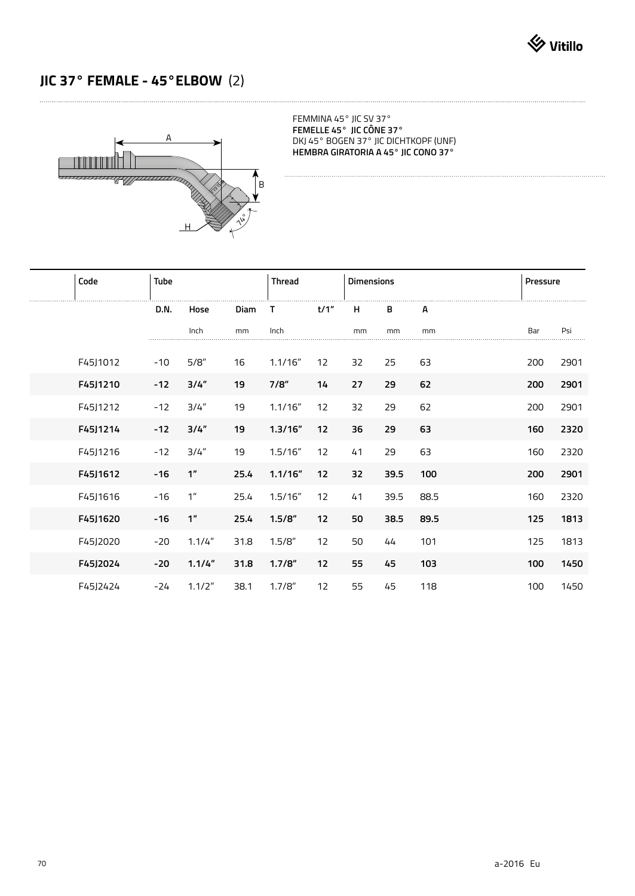## JIC 37° FEMALE - 45° ELBOW (2)

FEMMINA 45° JIC SV 37°
**FEMELLE 45° JIC CÔNE 37°**
DKJ 45° BOGEN 37° JIC DICHTKOPF (UNF)
**HEMBRA GIRATORIA A 45° JIC CONO 37°**

| Code | Tube | | | Thread | | Dimensions | | | Pressure | |
|---|---|---|---|---|---|---|---|---|---|---|
| | D.N. | Hose | Diam | T | t/1" | H | B | A | | |
| | | Inch | mm | Inch | | mm | mm | mm | Bar | Psi |
| F45J1012 | -10 | 5/8" | 16 | 1.1/16" | 12 | 32 | 25 | 63 | 200 | 2901 |
| **F45J1210** | **-12** | **3/4"** | **19** | **7/8"** | **14** | **27** | **29** | **62** | **200** | **2901** |
| F45J1212 | -12 | 3/4" | 19 | 1.1/16" | 12 | 32 | 29 | 62 | 200 | 2901 |
| **F45J1214** | **-12** | **3/4"** | **19** | **1.3/16"** | **12** | **36** | **29** | **63** | **160** | **2320** |
| F45J1216 | -12 | 3/4" | 19 | 1.5/16" | 12 | 41 | 29 | 63 | 160 | 2320 |
| **F45J1612** | **-16** | **1"** | **25.4** | **1.1/16"** | **12** | **32** | **39.5** | **100** | **200** | **2901** |
| F45J1616 | -16 | 1" | 25.4 | 1.5/16" | 12 | 41 | 39.5 | 88.5 | 160 | 2320 |
| **F45J1620** | **-16** | **1"** | **25.4** | **1.5/8"** | **12** | **50** | **38.5** | **89.5** | **125** | **1813** |
| F45J2020 | -20 | 1.1/4" | 31.8 | 1.5/8" | 12 | 50 | 44 | 101 | 125 | 1813 |
| **F45J2024** | **-20** | **1.1/4"** | **31.8** | **1.7/8"** | **12** | **55** | **45** | **103** | **100** | **1450** |
| F45J2424 | -24 | 1.1/2" | 38.1 | 1.7/8" | 12 | 55 | 45 | 118 | 100 | 1450 |

a-2016 Eu